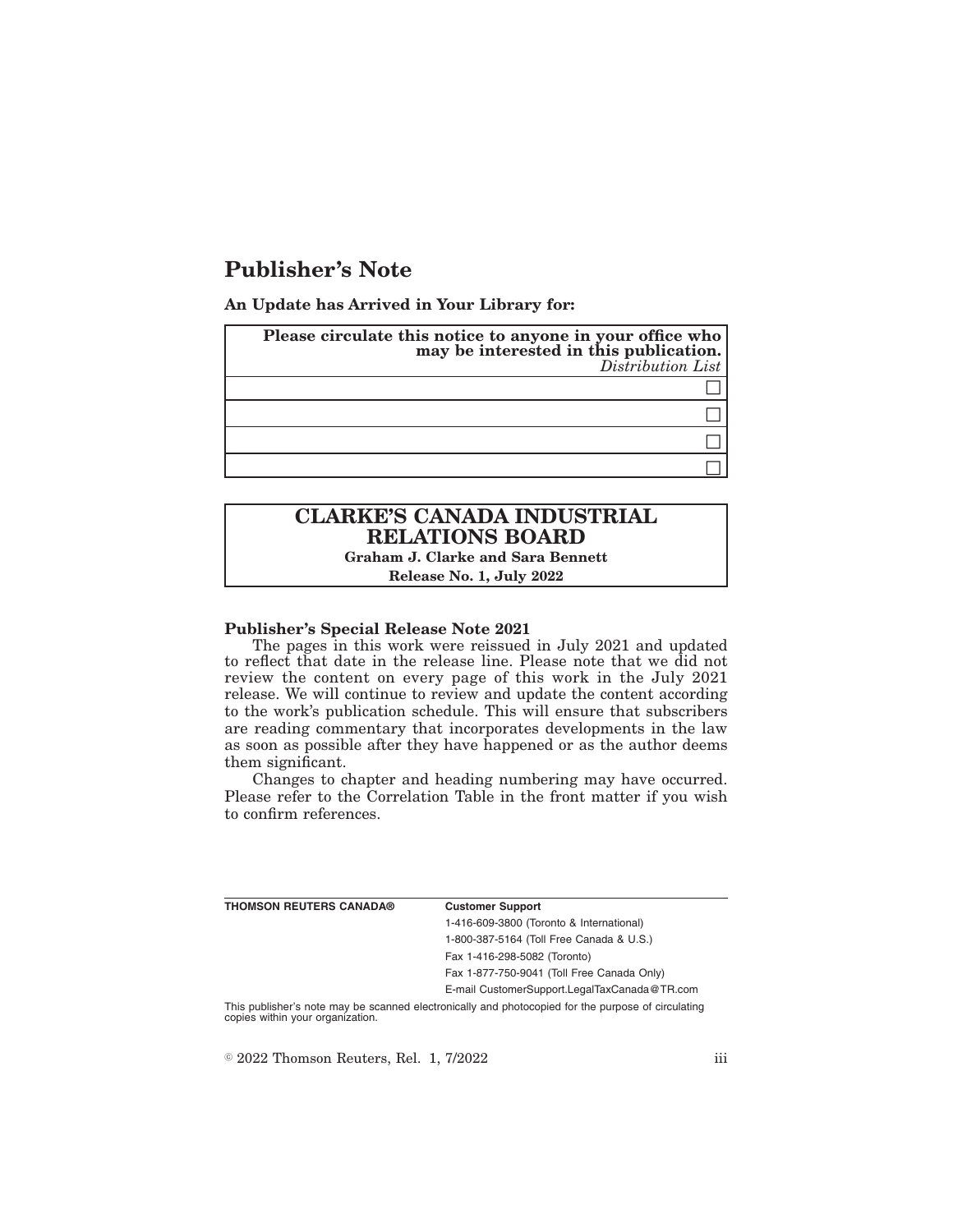# Publisher's Note

**An Update has Arrived in Your Library for:**

| **Please circulate this notice to anyone in your office who may be interested in this publication.** *Distribution List* |
| --- |
| ☐ |
| ☐ |
| ☐ |
| ☐ |

**CLARKE'S CANADA INDUSTRIAL RELATIONS BOARD**
**Graham J. Clarke and Sara Bennett**
**Release No. 1, July 2022**

**Publisher's Special Release Note 2021**

The pages in this work were reissued in July 2021 and updated to reflect that date in the release line. Please note that we did not review the content on every page of this work in the July 2021 release. We will continue to review and update the content according to the work's publication schedule. This will ensure that subscribers are reading commentary that incorporates developments in the law as soon as possible after they have happened or as the author deems them significant.

Changes to chapter and heading numbering may have occurred. Please refer to the Correlation Table in the front matter if you wish to confirm references.

| **THOMSON REUTERS CANADA®** | **Customer Support** |
| --- | --- |
| | 1-416-609-3800 (Toronto & International) |
| | 1-800-387-5164 (Toll Free Canada & U.S.) |
| | Fax 1-416-298-5082 (Toronto) |
| | Fax 1-877-750-9041 (Toll Free Canada Only) |
| | E-mail CustomerSupport.LegalTaxCanada@TR.com |

This publisher's note may be scanned electronically and photocopied for the purpose of circulating copies within your organization.

© 2022 Thomson Reuters, Rel. 1, 7/2022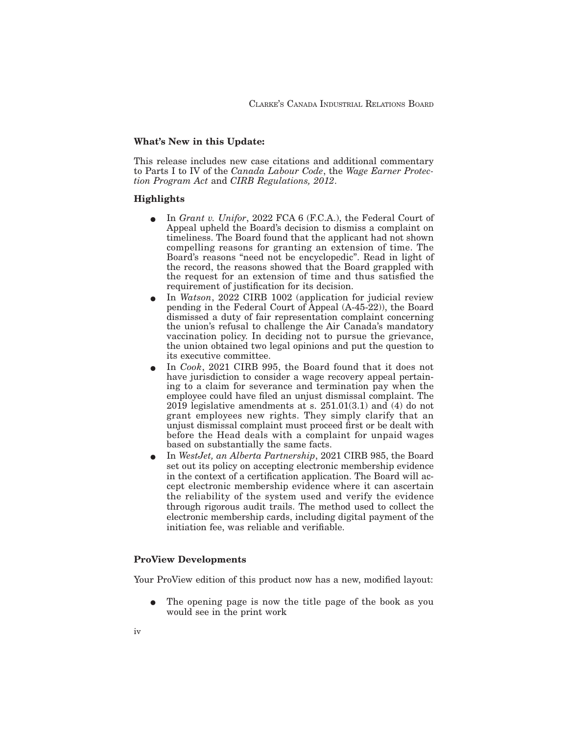**What's New in this Update:**

This release includes new case citations and additional commentary to Parts I to IV of the *Canada Labour Code*, the *Wage Earner Protection Program Act* and *CIRB Regulations, 2012*.

**Highlights**

- In *Grant v. Unifor*, 2022 FCA 6 (F.C.A.), the Federal Court of Appeal upheld the Board's decision to dismiss a complaint on timeliness. The Board found that the applicant had not shown compelling reasons for granting an extension of time. The Board's reasons "need not be encyclopedic". Read in light of the record, the reasons showed that the Board grappled with the request for an extension of time and thus satisfied the requirement of justification for its decision.
- In *Watson*, 2022 CIRB 1002 (application for judicial review pending in the Federal Court of Appeal (A-45-22)), the Board dismissed a duty of fair representation complaint concerning the union's refusal to challenge the Air Canada's mandatory vaccination policy. In deciding not to pursue the grievance, the union obtained two legal opinions and put the question to its executive committee.
- In *Cook*, 2021 CIRB 995, the Board found that it does not have jurisdiction to consider a wage recovery appeal pertaining to a claim for severance and termination pay when the employee could have filed an unjust dismissal complaint. The 2019 legislative amendments at s. 251.01(3.1) and (4) do not grant employees new rights. They simply clarify that an unjust dismissal complaint must proceed first or be dealt with before the Head deals with a complaint for unpaid wages based on substantially the same facts.
- In *WestJet, an Alberta Partnership*, 2021 CIRB 985, the Board set out its policy on accepting electronic membership evidence in the context of a certification application. The Board will accept electronic membership evidence where it can ascertain the reliability of the system used and verify the evidence through rigorous audit trails. The method used to collect the electronic membership cards, including digital payment of the initiation fee, was reliable and verifiable.

**ProView Developments**

Your ProView edition of this product now has a new, modified layout:

- The opening page is now the title page of the book as you would see in the print work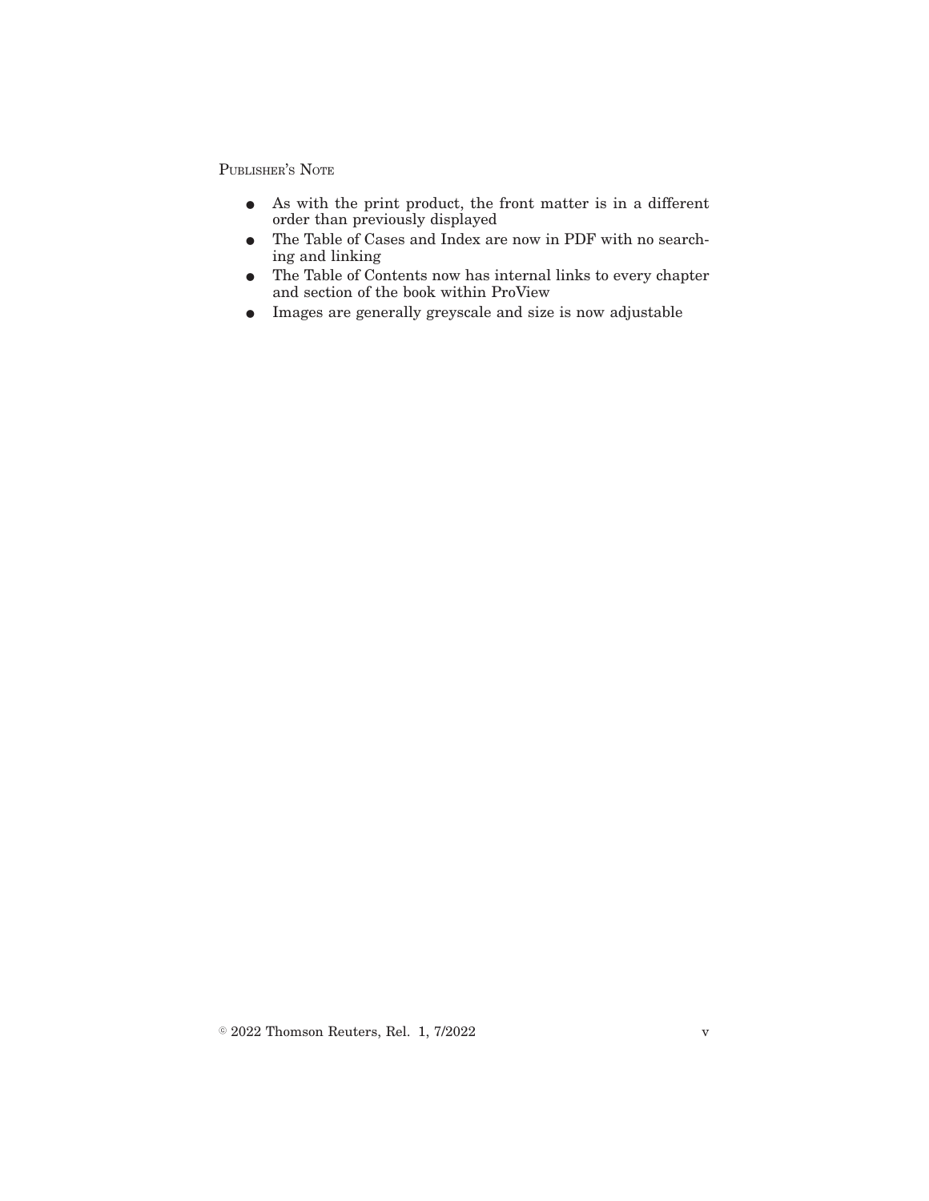Publisher's Note

- As with the print product, the front matter is in a different order than previously displayed
- The Table of Cases and Index are now in PDF with no searching and linking
- The Table of Contents now has internal links to every chapter and section of the book within ProView
- Images are generally greyscale and size is now adjustable